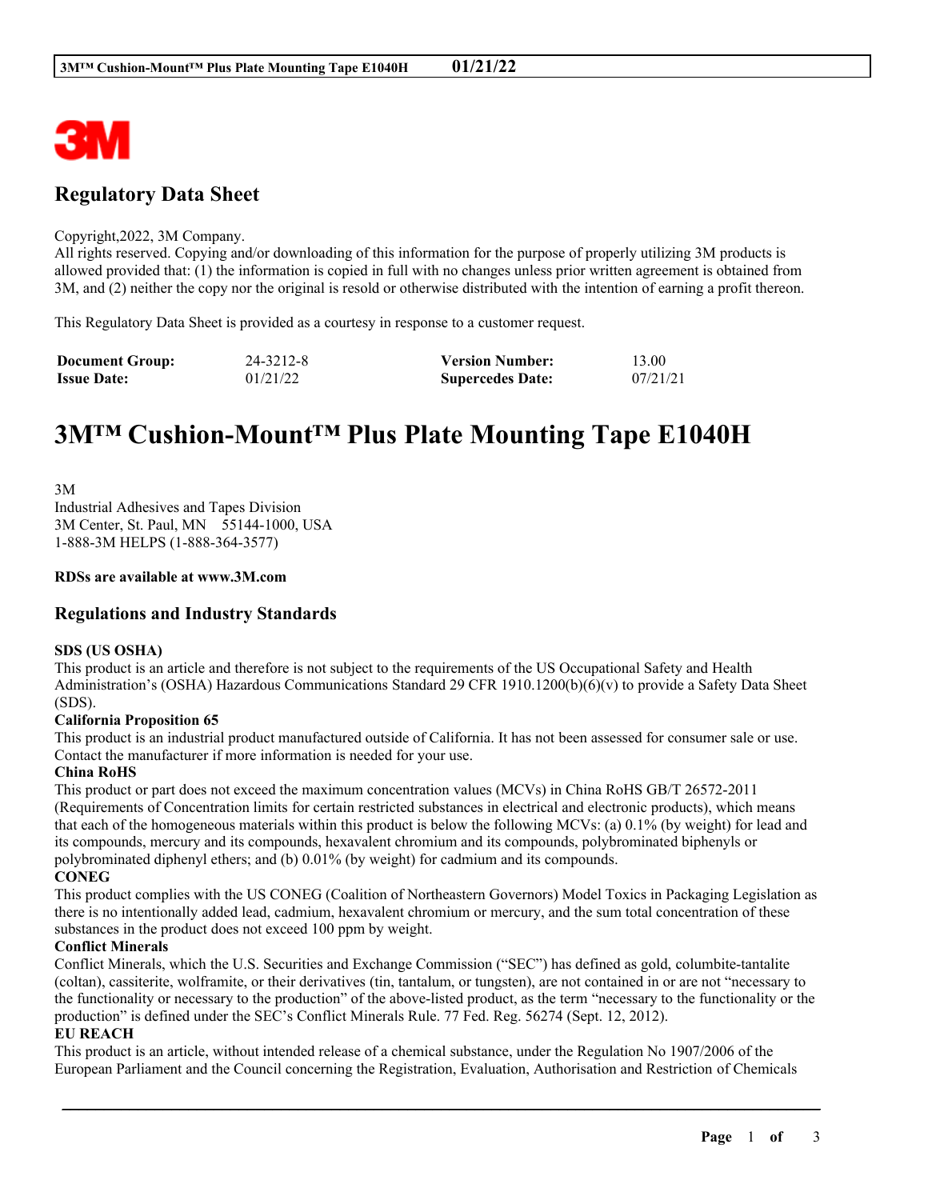# Regulatory Data Sheet

Copyright,2022, 3M Company.
All rights reserved. Copying and/or downloading of this information for the purpose of properly utilizing 3M products is allowed provided that: (1) the information is copied in full with no changes unless prior written agreement is obtained from 3M, and (2) neither the copy nor the original is resold or otherwise distributed with the intention of earning a profit thereon.

This Regulatory Data Sheet is provided as a courtesy in response to a customer request.

| **Document Group:** | 24-3212-8 | **Version Number:** | 13.00 |
|---|---|---|---|
| **Issue Date:** | 01/21/22 | **Supercedes Date:** | 07/21/21 |

# 3M™ Cushion-Mount™ Plus Plate Mounting Tape E1040H

3M
Industrial Adhesives and Tapes Division
3M Center, St. Paul, MN 55144-1000, USA
1-888-3M HELPS (1-888-364-3577)

**RDSs are available at www.3M.com**

## Regulations and Industry Standards

**SDS (US OSHA)**
This product is an article and therefore is not subject to the requirements of the US Occupational Safety and Health Administration's (OSHA) Hazardous Communications Standard 29 CFR 1910.1200(b)(6)(v) to provide a Safety Data Sheet (SDS).

**California Proposition 65**
This product is an industrial product manufactured outside of California. It has not been assessed for consumer sale or use. Contact the manufacturer if more information is needed for your use.

**China RoHS**
This product or part does not exceed the maximum concentration values (MCVs) in China RoHS GB/T 26572-2011 (Requirements of Concentration limits for certain restricted substances in electrical and electronic products), which means that each of the homogeneous materials within this product is below the following MCVs: (a) 0.1% (by weight) for lead and its compounds, mercury and its compounds, hexavalent chromium and its compounds, polybrominated biphenyls or polybrominated diphenyl ethers; and (b) 0.01% (by weight) for cadmium and its compounds.

**CONEG**
This product complies with the US CONEG (Coalition of Northeastern Governors) Model Toxics in Packaging Legislation as there is no intentionally added lead, cadmium, hexavalent chromium or mercury, and the sum total concentration of these substances in the product does not exceed 100 ppm by weight.

**Conflict Minerals**
Conflict Minerals, which the U.S. Securities and Exchange Commission ("SEC") has defined as gold, columbite-tantalite (coltan), cassiterite, wolframite, or their derivatives (tin, tantalum, or tungsten), are not contained in or are not "necessary to the functionality or necessary to the production" of the above-listed product, as the term "necessary to the functionality or the production" is defined under the SEC's Conflict Minerals Rule. 77 Fed. Reg. 56274 (Sept. 12, 2012).

**EU REACH**
This product is an article, without intended release of a chemical substance, under the Regulation No 1907/2006 of the European Parliament and the Council concerning the Registration, Evaluation, Authorisation and Restriction of Chemicals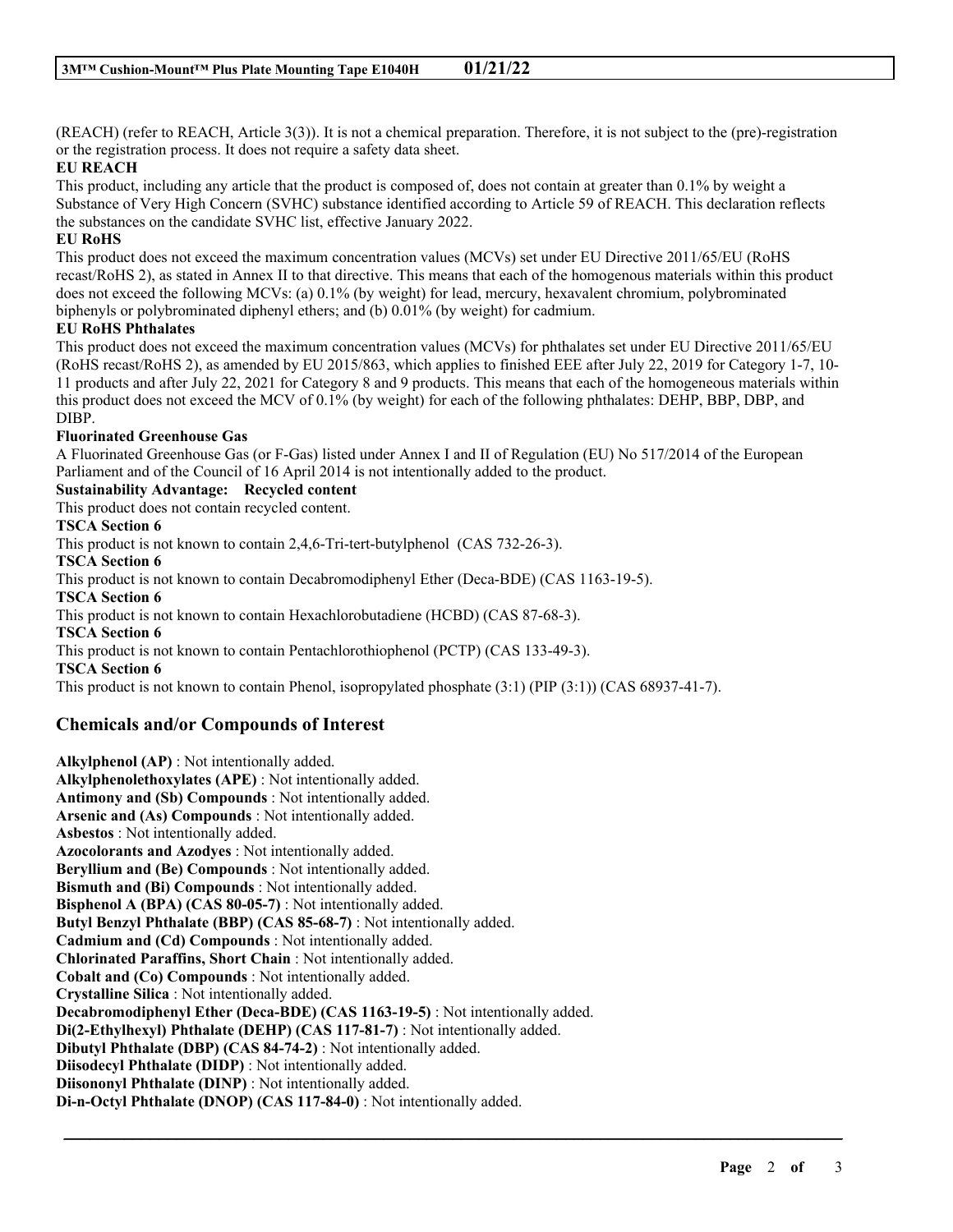(REACH) (refer to REACH, Article 3(3)). It is not a chemical preparation. Therefore, it is not subject to the (pre)-registration or the registration process. It does not require a safety data sheet.

**EU REACH**

This product, including any article that the product is composed of, does not contain at greater than 0.1% by weight a Substance of Very High Concern (SVHC) substance identified according to Article 59 of REACH. This declaration reflects the substances on the candidate SVHC list, effective January 2022.

**EU RoHS**

This product does not exceed the maximum concentration values (MCVs) set under EU Directive 2011/65/EU (RoHS recast/RoHS 2), as stated in Annex II to that directive. This means that each of the homogenous materials within this product does not exceed the following MCVs: (a) 0.1% (by weight) for lead, mercury, hexavalent chromium, polybrominated biphenyls or polybrominated diphenyl ethers; and (b) 0.01% (by weight) for cadmium.

**EU RoHS Phthalates**

This product does not exceed the maximum concentration values (MCVs) for phthalates set under EU Directive 2011/65/EU (RoHS recast/RoHS 2), as amended by EU 2015/863, which applies to finished EEE after July 22, 2019 for Category 1-7, 10-11 products and after July 22, 2021 for Category 8 and 9 products. This means that each of the homogeneous materials within this product does not exceed the MCV of 0.1% (by weight) for each of the following phthalates: DEHP, BBP, DBP, and DIBP.

**Fluorinated Greenhouse Gas**

A Fluorinated Greenhouse Gas (or F-Gas) listed under Annex I and II of Regulation (EU) No 517/2014 of the European Parliament and of the Council of 16 April 2014 is not intentionally added to the product.

**Sustainability Advantage: Recycled content**

This product does not contain recycled content.

**TSCA Section 6**

This product is not known to contain 2,4,6-Tri-tert-butylphenol (CAS 732-26-3).

**TSCA Section 6**

This product is not known to contain Decabromodiphenyl Ether (Deca-BDE) (CAS 1163-19-5).

**TSCA Section 6**

This product is not known to contain Hexachlorobutadiene (HCBD) (CAS 87-68-3).

**TSCA Section 6**

This product is not known to contain Pentachlorothiophenol (PCTP) (CAS 133-49-3).

**TSCA Section 6**

This product is not known to contain Phenol, isopropylated phosphate (3:1) (PIP (3:1)) (CAS 68937-41-7).

## Chemicals and/or Compounds of Interest

**Alkylphenol (AP)** : Not intentionally added.
**Alkylphenolethoxylates (APE)** : Not intentionally added.
**Antimony and (Sb) Compounds** : Not intentionally added.
**Arsenic and (As) Compounds** : Not intentionally added.
**Asbestos** : Not intentionally added.
**Azocolorants and Azodyes** : Not intentionally added.
**Beryllium and (Be) Compounds** : Not intentionally added.
**Bismuth and (Bi) Compounds** : Not intentionally added.
**Bisphenol A (BPA) (CAS 80-05-7)** : Not intentionally added.
**Butyl Benzyl Phthalate (BBP) (CAS 85-68-7)** : Not intentionally added.
**Cadmium and (Cd) Compounds** : Not intentionally added.
**Chlorinated Paraffins, Short Chain** : Not intentionally added.
**Cobalt and (Co) Compounds** : Not intentionally added.
**Crystalline Silica** : Not intentionally added.
**Decabromodiphenyl Ether (Deca-BDE) (CAS 1163-19-5)** : Not intentionally added.
**Di(2-Ethylhexyl) Phthalate (DEHP) (CAS 117-81-7)** : Not intentionally added.
**Dibutyl Phthalate (DBP) (CAS 84-74-2)** : Not intentionally added.
**Diisodecyl Phthalate (DIDP)** : Not intentionally added.
**Diisononyl Phthalate (DINP)** : Not intentionally added.
**Di-n-Octyl Phthalate (DNOP) (CAS 117-84-0)** : Not intentionally added.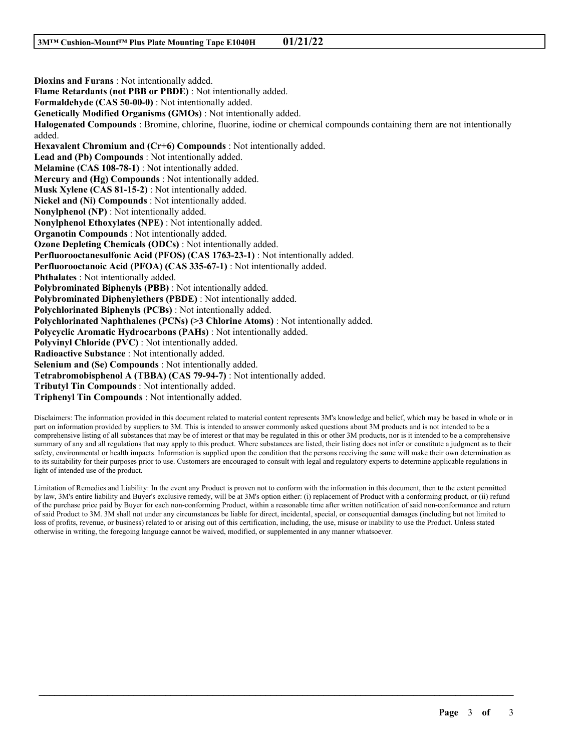**Dioxins and Furans** : Not intentionally added.
**Flame Retardants (not PBB or PBDE)** : Not intentionally added.
**Formaldehyde (CAS 50-00-0)** : Not intentionally added.
**Genetically Modified Organisms (GMOs)** : Not intentionally added.
**Halogenated Compounds** : Bromine, chlorine, fluorine, iodine or chemical compounds containing them are not intentionally added.
**Hexavalent Chromium and (Cr+6) Compounds** : Not intentionally added.
**Lead and (Pb) Compounds** : Not intentionally added.
**Melamine (CAS 108-78-1)** : Not intentionally added.
**Mercury and (Hg) Compounds** : Not intentionally added.
**Musk Xylene (CAS 81-15-2)** : Not intentionally added.
**Nickel and (Ni) Compounds** : Not intentionally added.
**Nonylphenol (NP)** : Not intentionally added.
**Nonylphenol Ethoxylates (NPE)** : Not intentionally added.
**Organotin Compounds** : Not intentionally added.
**Ozone Depleting Chemicals (ODCs)** : Not intentionally added.
**Perfluorooctanesulfonic Acid (PFOS) (CAS 1763-23-1)** : Not intentionally added.
**Perfluorooctanoic Acid (PFOA) (CAS 335-67-1)** : Not intentionally added.
**Phthalates** : Not intentionally added.
**Polybrominated Biphenyls (PBB)** : Not intentionally added.
**Polybrominated Diphenylethers (PBDE)** : Not intentionally added.
**Polychlorinated Biphenyls (PCBs)** : Not intentionally added.
**Polychlorinated Naphthalenes (PCNs) (>3 Chlorine Atoms)** : Not intentionally added.
**Polycyclic Aromatic Hydrocarbons (PAHs)** : Not intentionally added.
**Polyvinyl Chloride (PVC)** : Not intentionally added.
**Radioactive Substance** : Not intentionally added.
**Selenium and (Se) Compounds** : Not intentionally added.
**Tetrabromobisphenol A (TBBA) (CAS 79-94-7)** : Not intentionally added.
**Tributyl Tin Compounds** : Not intentionally added.
**Triphenyl Tin Compounds** : Not intentionally added.

Disclaimers: The information provided in this document related to material content represents 3M's knowledge and belief, which may be based in whole or in part on information provided by suppliers to 3M. This is intended to answer commonly asked questions about 3M products and is not intended to be a comprehensive listing of all substances that may be of interest or that may be regulated in this or other 3M products, nor is it intended to be a comprehensive summary of any and all regulations that may apply to this product. Where substances are listed, their listing does not infer or constitute a judgment as to their safety, environmental or health impacts. Information is supplied upon the condition that the persons receiving the same will make their own determination as to its suitability for their purposes prior to use. Customers are encouraged to consult with legal and regulatory experts to determine applicable regulations in light of intended use of the product.

Limitation of Remedies and Liability: In the event any Product is proven not to conform with the information in this document, then to the extent permitted by law, 3M's entire liability and Buyer's exclusive remedy, will be at 3M's option either: (i) replacement of Product with a conforming product, or (ii) refund of the purchase price paid by Buyer for each non-conforming Product, within a reasonable time after written notification of said non-conformance and return of said Product to 3M. 3M shall not under any circumstances be liable for direct, incidental, special, or consequential damages (including but not limited to loss of profits, revenue, or business) related to or arising out of this certification, including, the use, misuse or inability to use the Product. Unless stated otherwise in writing, the foregoing language cannot be waived, modified, or supplemented in any manner whatsoever.